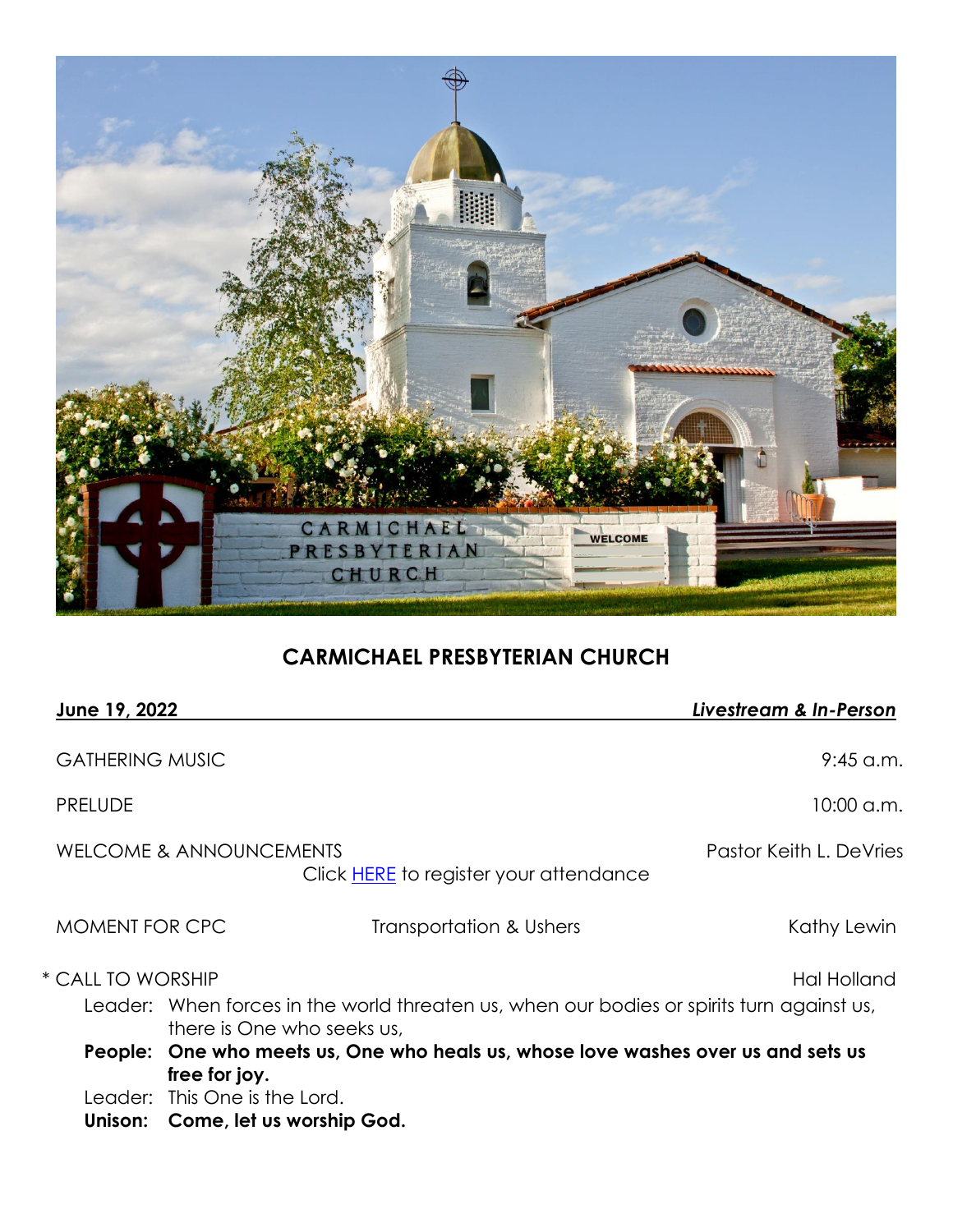# CARMICHAEL PRESBYTERIAN CHURCH

**June 19, 2022** *Livestream & In-Person*

GATHERING MUSIC 9:45 a.m.

PRELUDE 10:00 a.m.

WELCOME & ANNOUNCEMENTS Pastor Keith L. DeVries

Click HERE to register your attendance

MOMENT FOR CPC Transportation & Ushers Kathy Lewin

* CALL TO WORSHIP Hal Holland

Leader: When forces in the world threaten us, when our bodies or spirits turn against us, there is One who seeks us,

**People: One who meets us, One who heals us, whose love washes over us and sets us free for joy.**

Leader: This One is the Lord.

**Unison: Come, let us worship God.**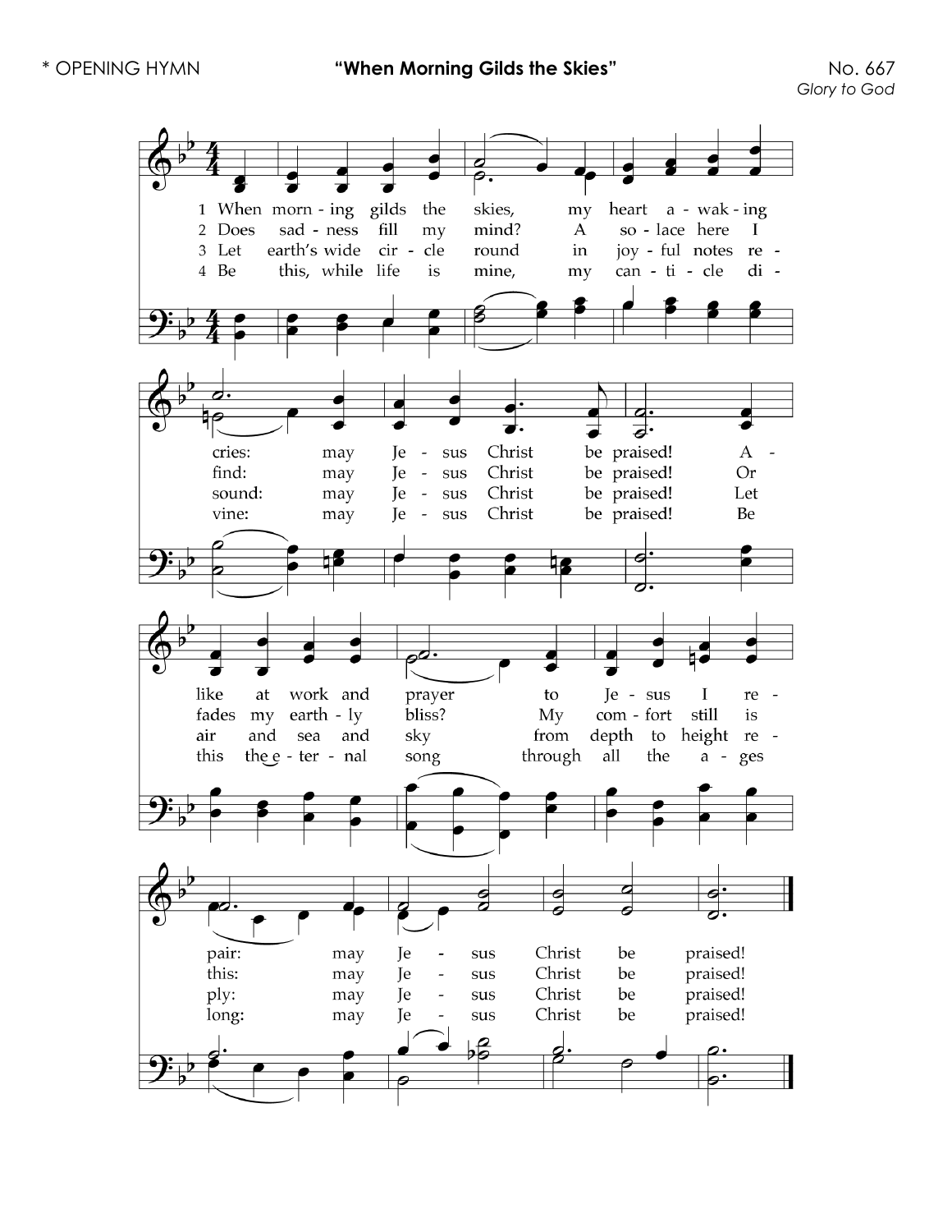\* OPENING HYMN **"When Morning Gilds the Skies"** No. 667

*Glory to God*

1 When morning gilds the skies, my heart awaking cries: may Jesus Christ be praised! Alike at work and prayer to Jesus I repair: may Jesus Christ be praised!

2 Does sadness fill my mind? A solace here I find: may Jesus Christ be praised! Or fades my earthly bliss? My comfort still is this: may Jesus Christ be praised!

3 Let earth's wide circle round in joyful notes resound: may Jesus Christ be praised! Let air and sea and sky from depth to height reply: may Jesus Christ be praised!

4 Be this, while life is mine, my canticle divine: may Jesus Christ be praised! Be this the eternal song through all the ages long: may Jesus Christ be praised!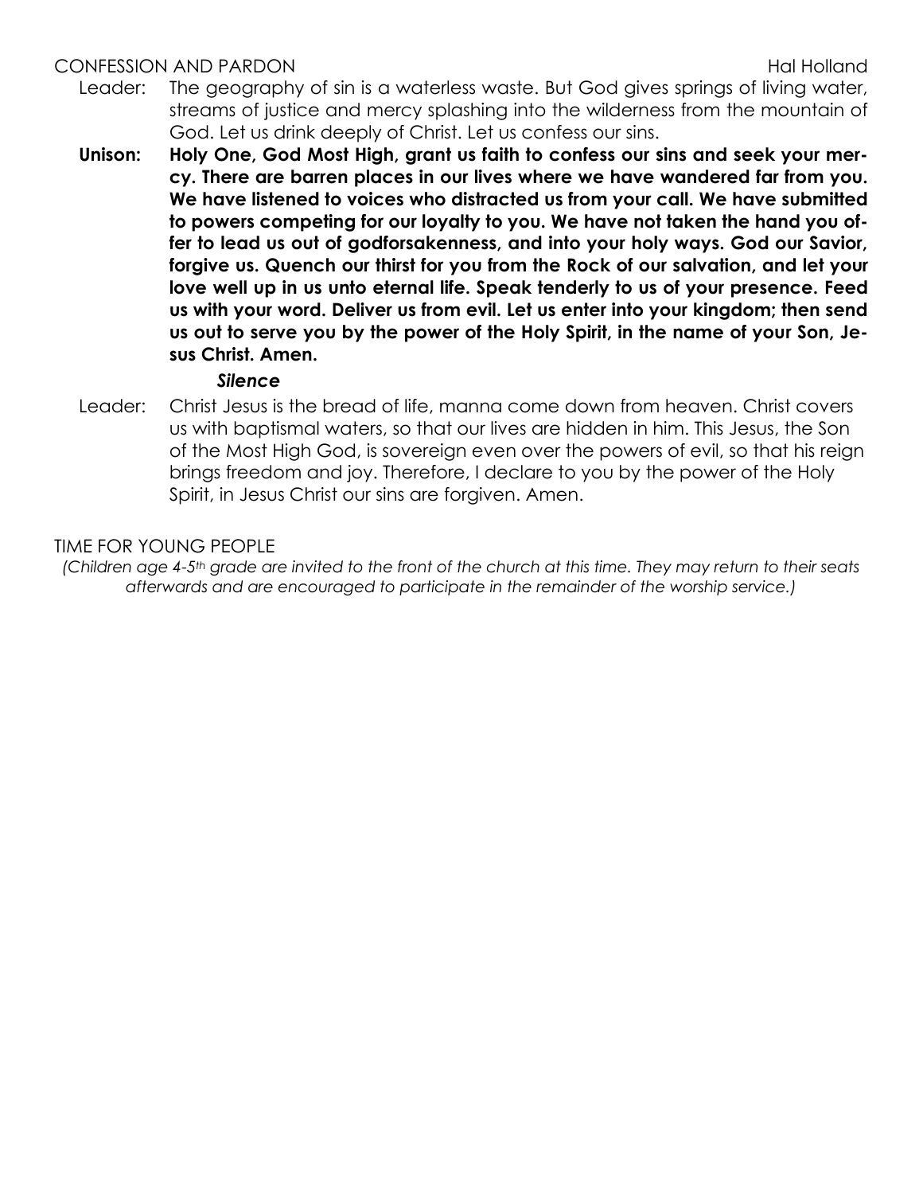CONFESSION AND PARDON Hal Holland

Leader: The geography of sin is a waterless waste. But God gives springs of living water, streams of justice and mercy splashing into the wilderness from the mountain of God. Let us drink deeply of Christ. Let us confess our sins.

**Unison: Holy One, God Most High, grant us faith to confess our sins and seek your mercy. There are barren places in our lives where we have wandered far from you. We have listened to voices who distracted us from your call. We have submitted to powers competing for our loyalty to you. We have not taken the hand you offer to lead us out of godforsakenness, and into your holy ways. God our Savior, forgive us. Quench our thirst for you from the Rock of our salvation, and let your love well up in us unto eternal life. Speak tenderly to us of your presence. Feed us with your word. Deliver us from evil. Let us enter into your kingdom; then send us out to serve you by the power of the Holy Spirit, in the name of your Son, Jesus Christ. Amen.**

***Silence***

Leader: Christ Jesus is the bread of life, manna come down from heaven. Christ covers us with baptismal waters, so that our lives are hidden in him. This Jesus, the Son of the Most High God, is sovereign even over the powers of evil, so that his reign brings freedom and joy. Therefore, I declare to you by the power of the Holy Spirit, in Jesus Christ our sins are forgiven. Amen.

TIME FOR YOUNG PEOPLE

*(Children age 4-5th grade are invited to the front of the church at this time. They may return to their seats afterwards and are encouraged to participate in the remainder of the worship service.)*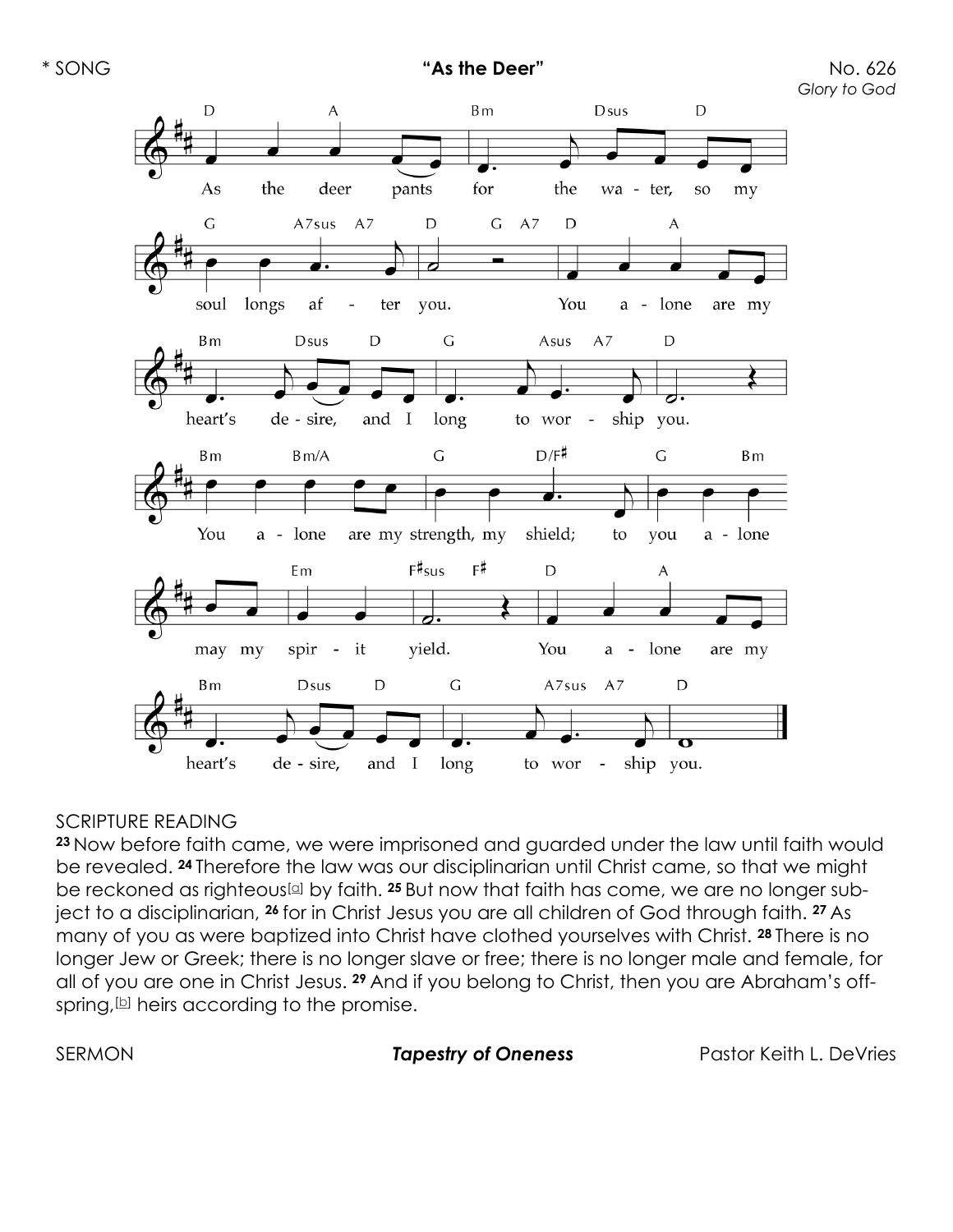\* SONG **"As the Deer"** No. 626

*Glory to God*

As the deer pants for the water, so my soul longs after you. You alone are my heart's desire, and I long to worship you.

You alone are my strength, my shield; to you alone may my spirit yield. You alone are my heart's desire, and I long to worship you.

SCRIPTURE READING

**23** Now before faith came, we were imprisoned and guarded under the law until faith would be revealed. **24** Therefore the law was our disciplinarian until Christ came, so that we might be reckoned as righteous[a] by faith. **25** But now that faith has come, we are no longer subject to a disciplinarian, **26** for in Christ Jesus you are all children of God through faith. **27** As many of you as were baptized into Christ have clothed yourselves with Christ. **28** There is no longer Jew or Greek; there is no longer slave or free; there is no longer male and female, for all of you are one in Christ Jesus. **29** And if you belong to Christ, then you are Abraham's offspring,[b] heirs according to the promise.

SERMON ***Tapestry of Oneness*** Pastor Keith L. DeVries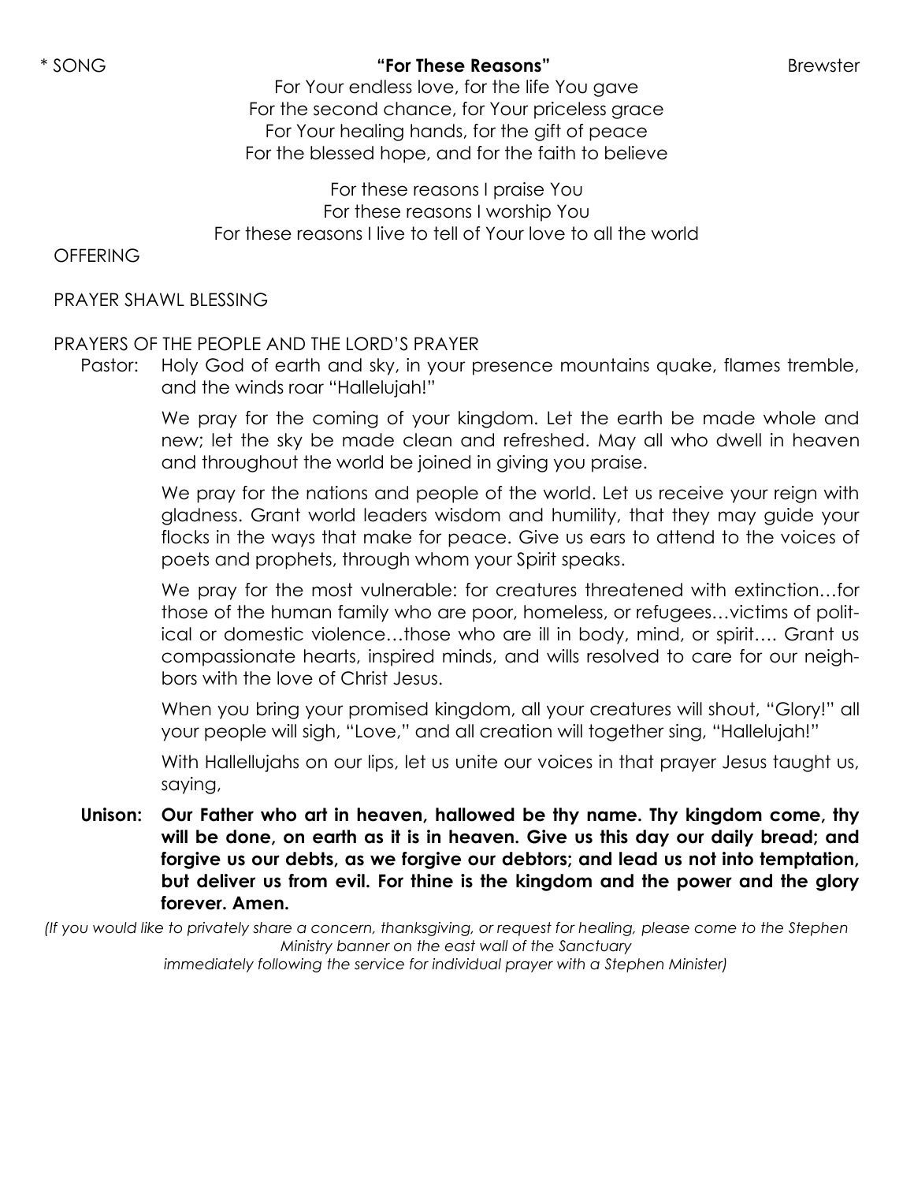\* SONG **"For These Reasons"** Brewster

For Your endless love, for the life You gave
For the second chance, for Your priceless grace
For Your healing hands, for the gift of peace
For the blessed hope, and for the faith to believe

For these reasons I praise You
For these reasons I worship You
For these reasons I live to tell of Your love to all the world

OFFERING

PRAYER SHAWL BLESSING

PRAYERS OF THE PEOPLE AND THE LORD'S PRAYER

Pastor: Holy God of earth and sky, in your presence mountains quake, flames tremble, and the winds roar "Hallelujah!"

We pray for the coming of your kingdom. Let the earth be made whole and new; let the sky be made clean and refreshed. May all who dwell in heaven and throughout the world be joined in giving you praise.

We pray for the nations and people of the world. Let us receive your reign with gladness. Grant world leaders wisdom and humility, that they may guide your flocks in the ways that make for peace. Give us ears to attend to the voices of poets and prophets, through whom your Spirit speaks.

We pray for the most vulnerable: for creatures threatened with extinction…for those of the human family who are poor, homeless, or refugees…victims of political or domestic violence…those who are ill in body, mind, or spirit…. Grant us compassionate hearts, inspired minds, and wills resolved to care for our neighbors with the love of Christ Jesus.

When you bring your promised kingdom, all your creatures will shout, "Glory!" all your people will sigh, "Love," and all creation will together sing, "Hallelujah!"

With Hallellujahs on our lips, let us unite our voices in that prayer Jesus taught us, saying,

**Unison: Our Father who art in heaven, hallowed be thy name. Thy kingdom come, thy will be done, on earth as it is in heaven. Give us this day our daily bread; and forgive us our debts, as we forgive our debtors; and lead us not into temptation, but deliver us from evil. For thine is the kingdom and the power and the glory forever. Amen.**

*(If you would like to privately share a concern, thanksgiving, or request for healing, please come to the Stephen Ministry banner on the east wall of the Sanctuary immediately following the service for individual prayer with a Stephen Minister)*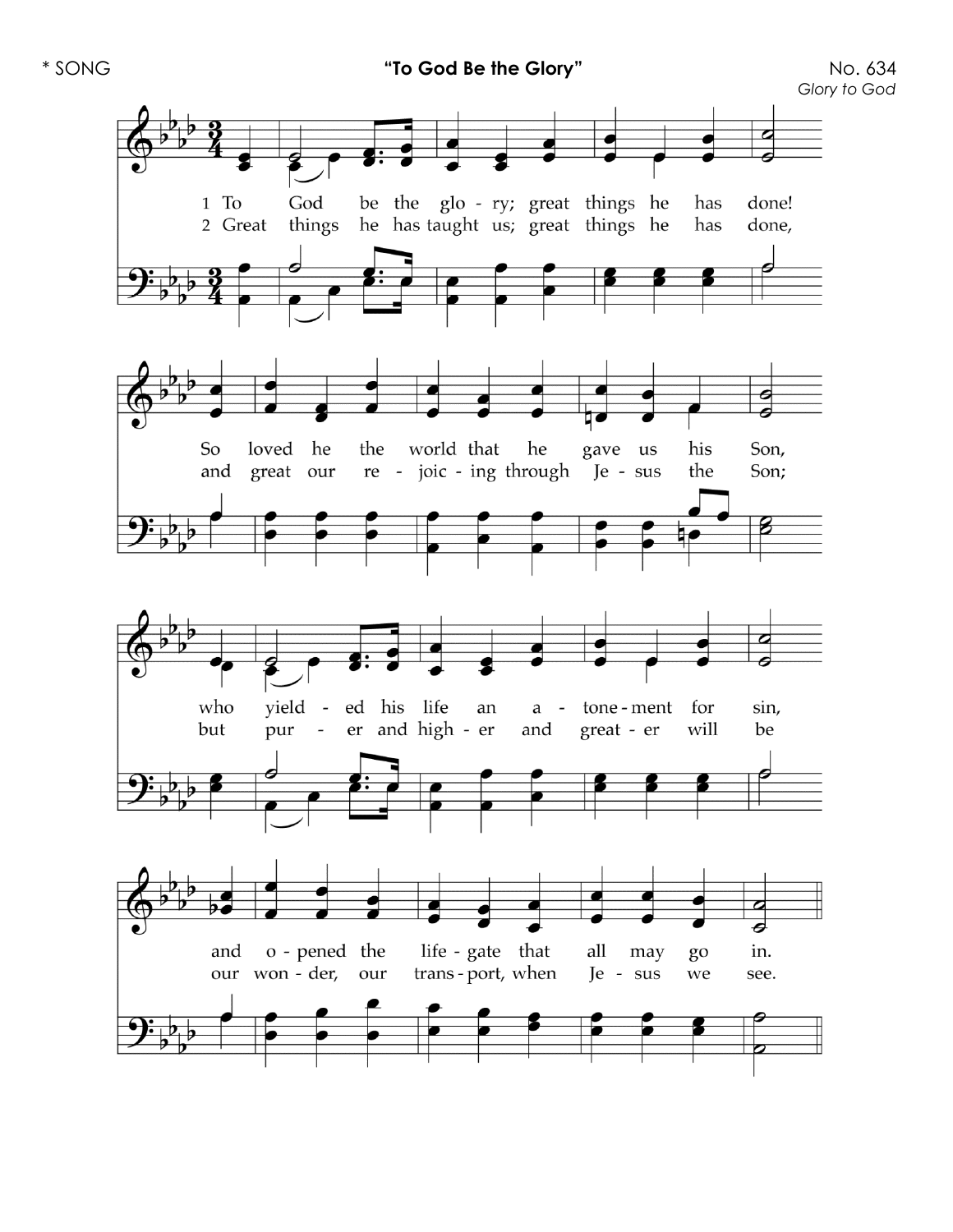\* SONG **"To God Be the Glory"** No. 634

*Glory to God*

1 To God be the glo - ry; great things he has done!
So loved he the world that he gave us his Son,
who yield - ed his life an a - tone - ment for sin,
and o - pened the life - gate that all may go in.

2 Great things he has taught us; great things he has done,
and great our re - joic - ing through Je - sus the Son;
but pur - er and high - er and great - er will be
our won - der, our trans - port, when Je - sus we see.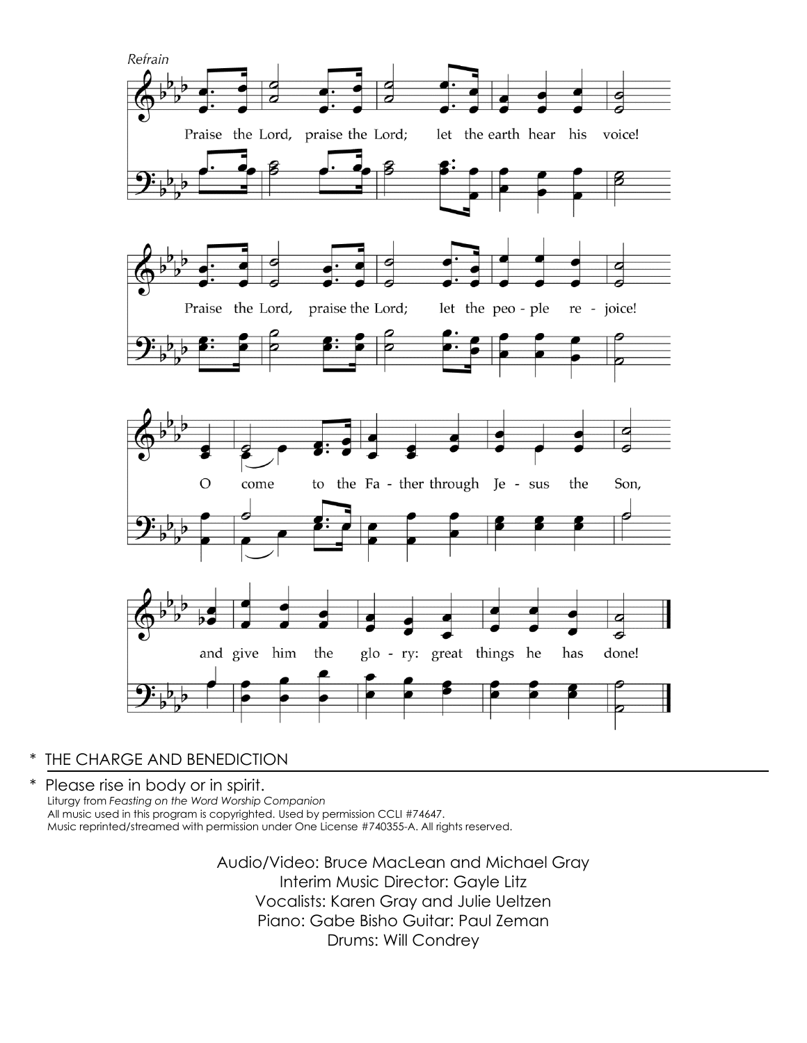Refrain

Praise the Lord, praise the Lord; let the earth hear his voice!

Praise the Lord, praise the Lord; let the peo - ple re - joice!

O come to the Fa - ther through Je - sus the Son,

and give him the glo - ry: great things he has done!

\* THE CHARGE AND BENEDICTION

\* Please rise in body or in spirit.

Liturgy from *Feasting on the Word Worship Companion*
All music used in this program is copyrighted. Used by permission CCLI #74647.
Music reprinted/streamed with permission under One License #740355-A. All rights reserved.

Audio/Video: Bruce MacLean and Michael Gray
Interim Music Director: Gayle Litz
Vocalists: Karen Gray and Julie Ueltzen
Piano: Gabe Bisho Guitar: Paul Zeman
Drums: Will Condrey